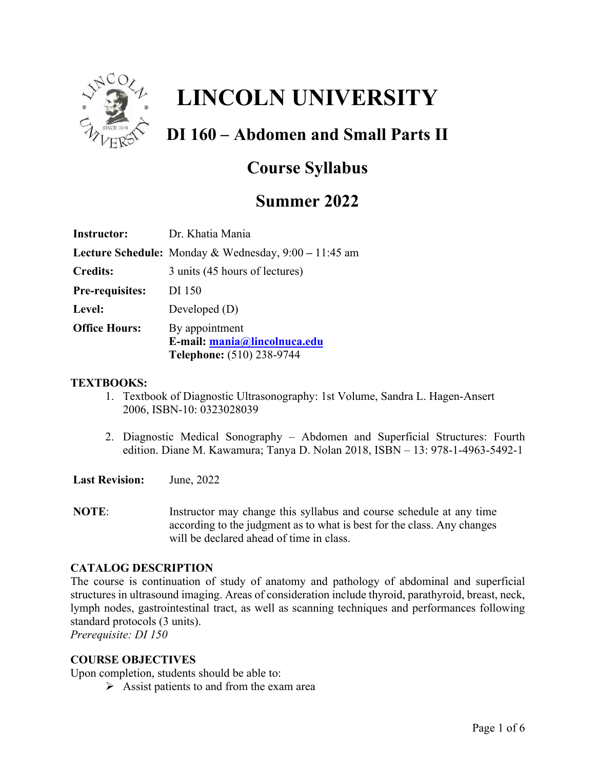# LINCOLN UNIVERSITY

## DI 160 – Abdomen and Small Parts II

## Course Syllabus

## Summer 2022

**Instructor:** Dr. Khatia Mania

**Lecture Schedule:** Monday & Wednesday, 9:00 – 11:45 am

**Credits:** 3 units (45 hours of lectures)

**Pre-requisites:** DI 150

**Level:** Developed (D)

**Office Hours:** By appointment
**E-mail:** mania@lincolnuca.edu
**Telephone:** (510) 238-9744

**TEXTBOOKS:**

1. Textbook of Diagnostic Ultrasonography: 1st Volume, Sandra L. Hagen-Ansert 2006, ISBN-10: 0323028039
2. Diagnostic Medical Sonography – Abdomen and Superficial Structures: Fourth edition. Diane M. Kawamura; Tanya D. Nolan 2018, ISBN – 13: 978-1-4963-5492-1

**Last Revision:** June, 2022

**NOTE**: Instructor may change this syllabus and course schedule at any time according to the judgment as to what is best for the class. Any changes will be declared ahead of time in class.

**CATALOG DESCRIPTION**

The course is continuation of study of anatomy and pathology of abdominal and superficial structures in ultrasound imaging. Areas of consideration include thyroid, parathyroid, breast, neck, lymph nodes, gastrointestinal tract, as well as scanning techniques and performances following standard protocols (3 units).
*Prerequisite: DI 150*

**COURSE OBJECTIVES**

Upon completion, students should be able to:

- Assist patients to and from the exam area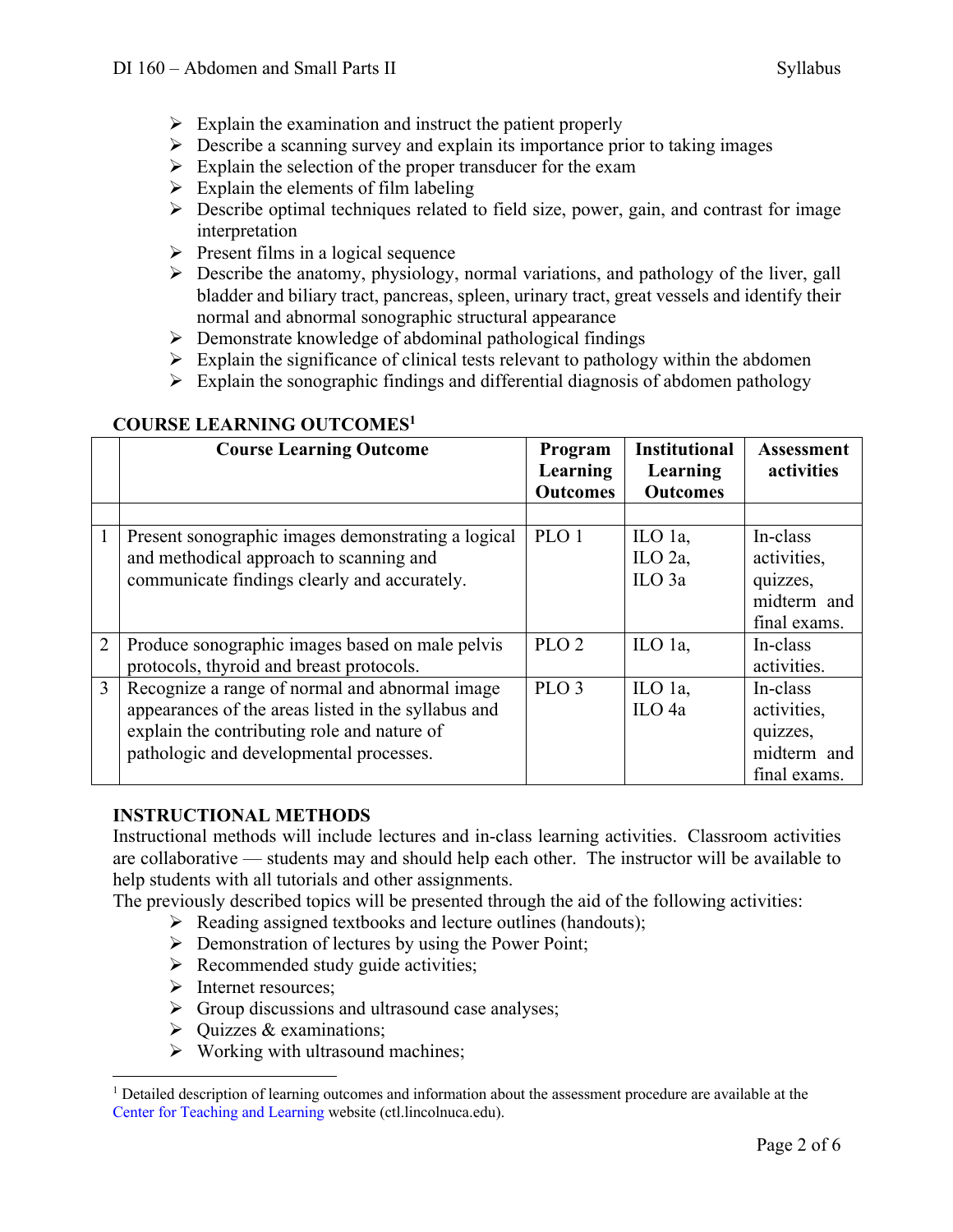- Explain the examination and instruct the patient properly
- Describe a scanning survey and explain its importance prior to taking images
- Explain the selection of the proper transducer for the exam
- Explain the elements of film labeling
- Describe optimal techniques related to field size, power, gain, and contrast for image interpretation
- Present films in a logical sequence
- Describe the anatomy, physiology, normal variations, and pathology of the liver, gall bladder and biliary tract, pancreas, spleen, urinary tract, great vessels and identify their normal and abnormal sonographic structural appearance
- Demonstrate knowledge of abdominal pathological findings
- Explain the significance of clinical tests relevant to pathology within the abdomen
- Explain the sonographic findings and differential diagnosis of abdomen pathology

## COURSE LEARNING OUTCOMES[1]

| | Course Learning Outcome | Program Learning Outcomes | Institutional Learning Outcomes | Assessment activities |
|---|---|---|---|---|
| | | | | |
| 1 | Present sonographic images demonstrating a logical and methodical approach to scanning and communicate findings clearly and accurately. | PLO 1 | ILO 1a, ILO 2a, ILO 3a | In-class activities, quizzes, midterm and final exams. |
| 2 | Produce sonographic images based on male pelvis protocols, thyroid and breast protocols. | PLO 2 | ILO 1a, | In-class activities. |
| 3 | Recognize a range of normal and abnormal image appearances of the areas listed in the syllabus and explain the contributing role and nature of pathologic and developmental processes. | PLO 3 | ILO 1a, ILO 4a | In-class activities, quizzes, midterm and final exams. |

## INSTRUCTIONAL METHODS

Instructional methods will include lectures and in-class learning activities. Classroom activities are collaborative — students may and should help each other. The instructor will be available to help students with all tutorials and other assignments.

The previously described topics will be presented through the aid of the following activities:

- Reading assigned textbooks and lecture outlines (handouts);
- Demonstration of lectures by using the Power Point;
- Recommended study guide activities;
- Internet resources;
- Group discussions and ultrasound case analyses;
- Quizzes & examinations;
- Working with ultrasound machines;

[1] Detailed description of learning outcomes and information about the assessment procedure are available at the Center for Teaching and Learning website (ctl.lincolnuca.edu).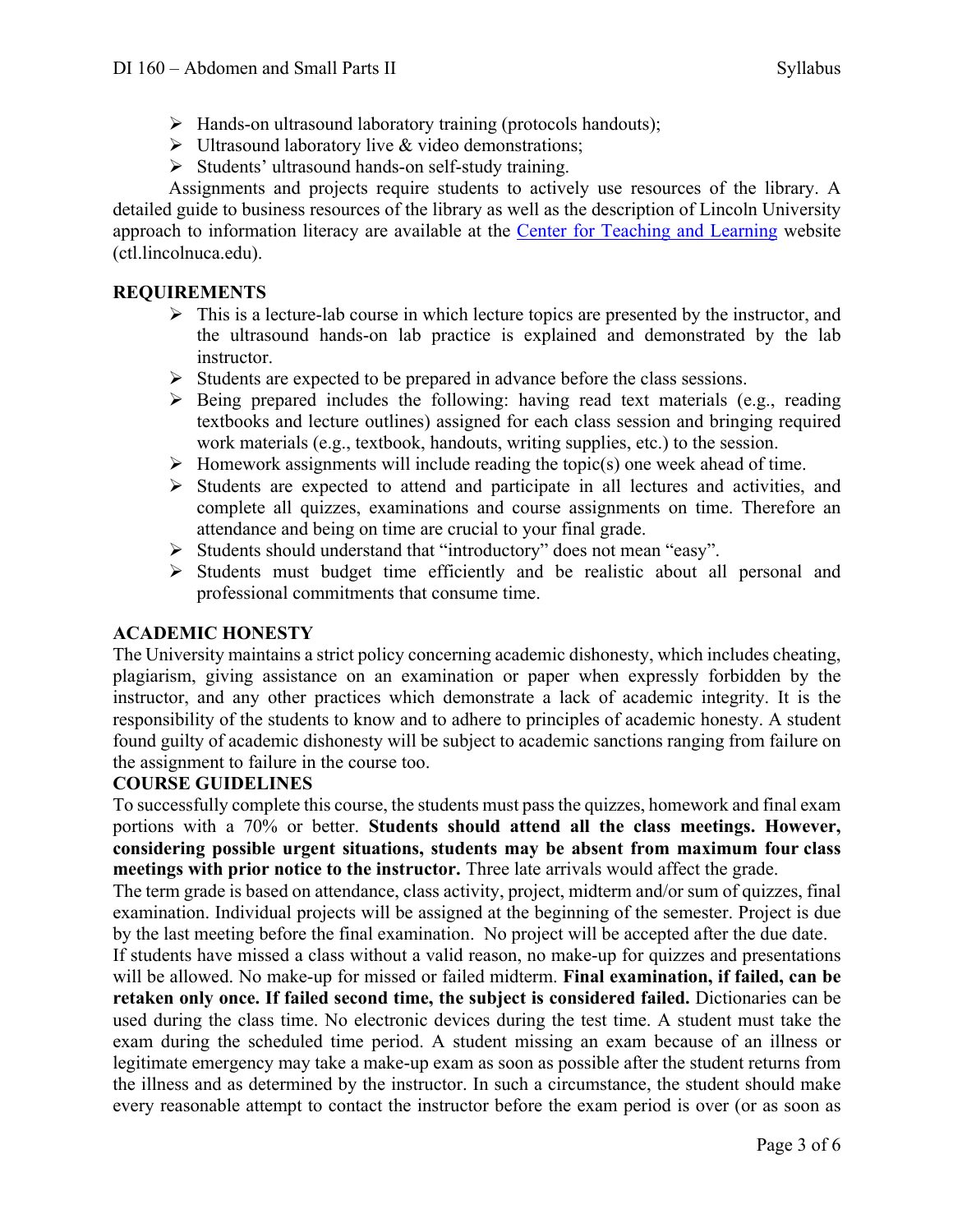- Hands-on ultrasound laboratory training (protocols handouts);
- Ultrasound laboratory live & video demonstrations;
- Students' ultrasound hands-on self-study training.

Assignments and projects require students to actively use resources of the library. A detailed guide to business resources of the library as well as the description of Lincoln University approach to information literacy are available at the [Center for Teaching and Learning](ctl.lincolnuca.edu) website (ctl.lincolnuca.edu).

## REQUIREMENTS

- This is a lecture-lab course in which lecture topics are presented by the instructor, and the ultrasound hands-on lab practice is explained and demonstrated by the lab instructor.
- Students are expected to be prepared in advance before the class sessions.
- Being prepared includes the following: having read text materials (e.g., reading textbooks and lecture outlines) assigned for each class session and bringing required work materials (e.g., textbook, handouts, writing supplies, etc.) to the session.
- Homework assignments will include reading the topic(s) one week ahead of time.
- Students are expected to attend and participate in all lectures and activities, and complete all quizzes, examinations and course assignments on time. Therefore an attendance and being on time are crucial to your final grade.
- Students should understand that "introductory" does not mean "easy".
- Students must budget time efficiently and be realistic about all personal and professional commitments that consume time.

## ACADEMIC HONESTY

The University maintains a strict policy concerning academic dishonesty, which includes cheating, plagiarism, giving assistance on an examination or paper when expressly forbidden by the instructor, and any other practices which demonstrate a lack of academic integrity. It is the responsibility of the students to know and to adhere to principles of academic honesty. A student found guilty of academic dishonesty will be subject to academic sanctions ranging from failure on the assignment to failure in the course too.

## COURSE GUIDELINES

To successfully complete this course, the students must pass the quizzes, homework and final exam portions with a 70% or better. **Students should attend all the class meetings. However, considering possible urgent situations, students may be absent from maximum four class meetings with prior notice to the instructor.** Three late arrivals would affect the grade.

The term grade is based on attendance, class activity, project, midterm and/or sum of quizzes, final examination. Individual projects will be assigned at the beginning of the semester. Project is due by the last meeting before the final examination. No project will be accepted after the due date.

If students have missed a class without a valid reason, no make-up for quizzes and presentations will be allowed. No make-up for missed or failed midterm. **Final examination, if failed, can be retaken only once. If failed second time, the subject is considered failed.** Dictionaries can be used during the class time. No electronic devices during the test time. A student must take the exam during the scheduled time period. A student missing an exam because of an illness or legitimate emergency may take a make-up exam as soon as possible after the student returns from the illness and as determined by the instructor. In such a circumstance, the student should make every reasonable attempt to contact the instructor before the exam period is over (or as soon as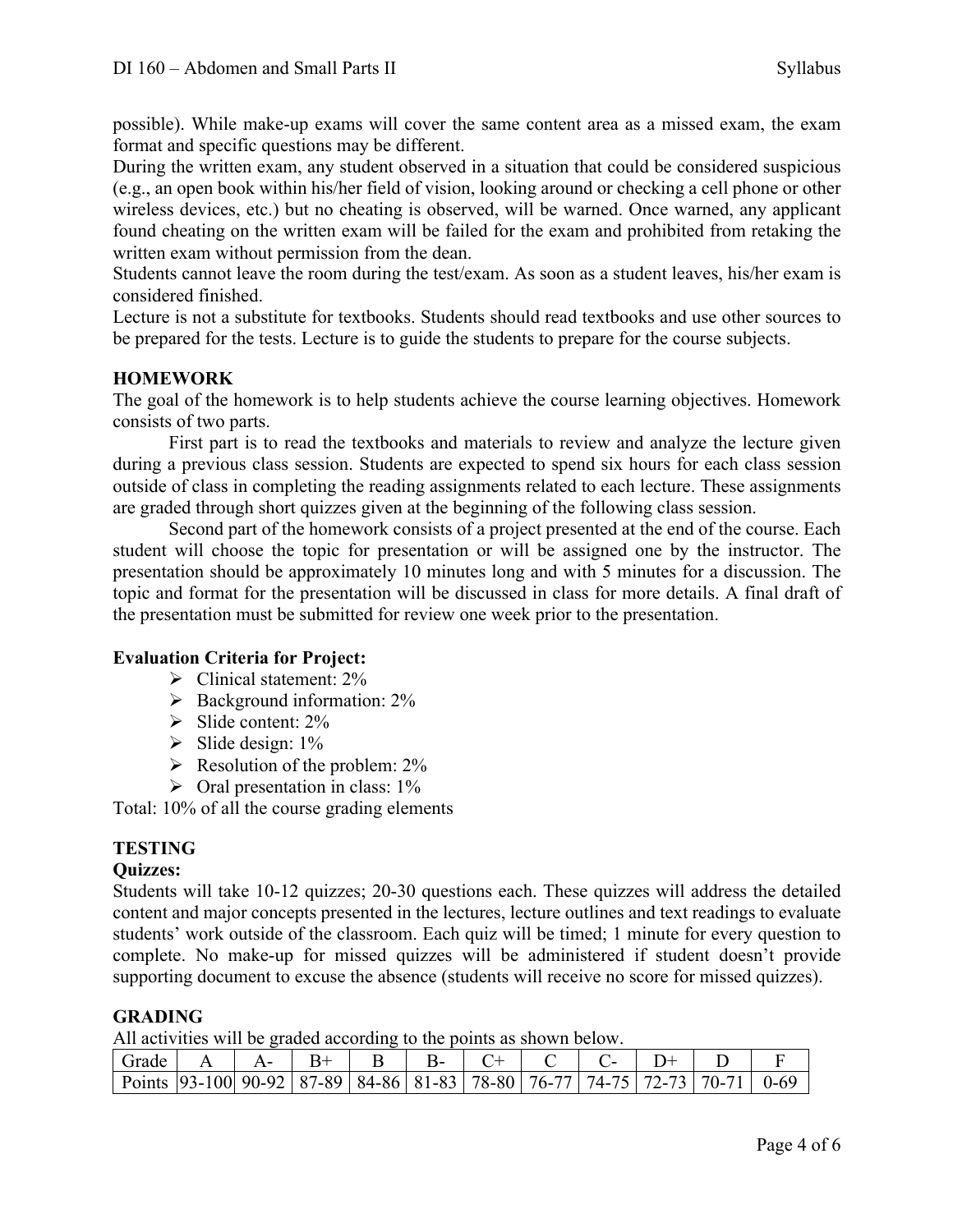possible). While make-up exams will cover the same content area as a missed exam, the exam format and specific questions may be different.

During the written exam, any student observed in a situation that could be considered suspicious (e.g., an open book within his/her field of vision, looking around or checking a cell phone or other wireless devices, etc.) but no cheating is observed, will be warned. Once warned, any applicant found cheating on the written exam will be failed for the exam and prohibited from retaking the written exam without permission from the dean.

Students cannot leave the room during the test/exam. As soon as a student leaves, his/her exam is considered finished.

Lecture is not a substitute for textbooks. Students should read textbooks and use other sources to be prepared for the tests. Lecture is to guide the students to prepare for the course subjects.

## HOMEWORK

The goal of the homework is to help students achieve the course learning objectives. Homework consists of two parts.

First part is to read the textbooks and materials to review and analyze the lecture given during a previous class session. Students are expected to spend six hours for each class session outside of class in completing the reading assignments related to each lecture. These assignments are graded through short quizzes given at the beginning of the following class session.

Second part of the homework consists of a project presented at the end of the course. Each student will choose the topic for presentation or will be assigned one by the instructor. The presentation should be approximately 10 minutes long and with 5 minutes for a discussion. The topic and format for the presentation will be discussed in class for more details. A final draft of the presentation must be submitted for review one week prior to the presentation.

### Evaluation Criteria for Project:

- Clinical statement: 2%
- Background information: 2%
- Slide content: 2%
- Slide design: 1%
- Resolution of the problem: 2%
- Oral presentation in class: 1%

Total: 10% of all the course grading elements

## TESTING

### Quizzes:

Students will take 10-12 quizzes; 20-30 questions each. These quizzes will address the detailed content and major concepts presented in the lectures, lecture outlines and text readings to evaluate students' work outside of the classroom. Each quiz will be timed; 1 minute for every question to complete. No make-up for missed quizzes will be administered if student doesn't provide supporting document to excuse the absence (students will receive no score for missed quizzes).

## GRADING

All activities will be graded according to the points as shown below.

| Grade | A | A- | B+ | B | B- | C+ | C | C- | D+ | D | F |
|---|---|---|---|---|---|---|---|---|---|---|---|
| Points | 93-100 | 90-92 | 87-89 | 84-86 | 81-83 | 78-80 | 76-77 | 74-75 | 72-73 | 70-71 | 0-69 |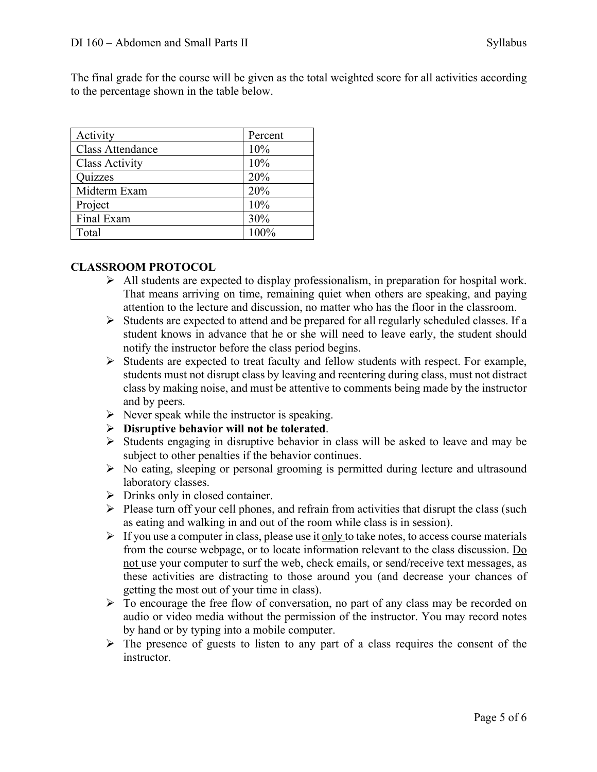The final grade for the course will be given as the total weighted score for all activities according to the percentage shown in the table below.

| Activity | Percent |
|---|---|
| Class Attendance | 10% |
| Class Activity | 10% |
| Quizzes | 20% |
| Midterm Exam | 20% |
| Project | 10% |
| Final Exam | 30% |
| Total | 100% |

## CLASSROOM PROTOCOL

- All students are expected to display professionalism, in preparation for hospital work. That means arriving on time, remaining quiet when others are speaking, and paying attention to the lecture and discussion, no matter who has the floor in the classroom.
- Students are expected to attend and be prepared for all regularly scheduled classes. If a student knows in advance that he or she will need to leave early, the student should notify the instructor before the class period begins.
- Students are expected to treat faculty and fellow students with respect. For example, students must not disrupt class by leaving and reentering during class, must not distract class by making noise, and must be attentive to comments being made by the instructor and by peers.
- Never speak while the instructor is speaking.
- **Disruptive behavior will not be tolerated**.
- Students engaging in disruptive behavior in class will be asked to leave and may be subject to other penalties if the behavior continues.
- No eating, sleeping or personal grooming is permitted during lecture and ultrasound laboratory classes.
- Drinks only in closed container.
- Please turn off your cell phones, and refrain from activities that disrupt the class (such as eating and walking in and out of the room while class is in session).
- If you use a computer in class, please use it <u>only</u> to take notes, to access course materials from the course webpage, or to locate information relevant to the class discussion. <u>Do not</u> use your computer to surf the web, check emails, or send/receive text messages, as these activities are distracting to those around you (and decrease your chances of getting the most out of your time in class).
- To encourage the free flow of conversation, no part of any class may be recorded on audio or video media without the permission of the instructor. You may record notes by hand or by typing into a mobile computer.
- The presence of guests to listen to any part of a class requires the consent of the instructor.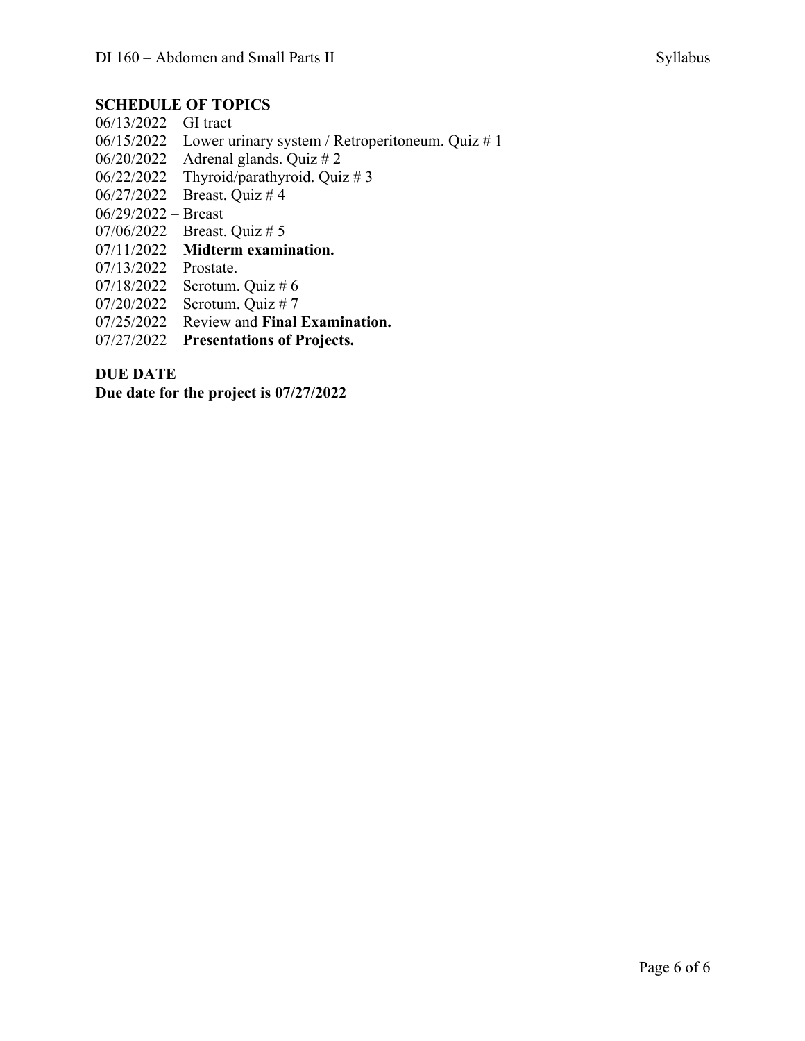## SCHEDULE OF TOPICS

06/13/2022 – GI tract
06/15/2022 – Lower urinary system / Retroperitoneum. Quiz # 1
06/20/2022 – Adrenal glands. Quiz # 2
06/22/2022 – Thyroid/parathyroid. Quiz # 3
06/27/2022 – Breast. Quiz # 4
06/29/2022 – Breast
07/06/2022 – Breast. Quiz # 5
07/11/2022 – **Midterm examination.**
07/13/2022 – Prostate.
07/18/2022 – Scrotum. Quiz # 6
07/20/2022 – Scrotum. Quiz # 7
07/25/2022 – Review and **Final Examination.**
07/27/2022 – **Presentations of Projects.**

## DUE DATE

**Due date for the project is 07/27/2022**